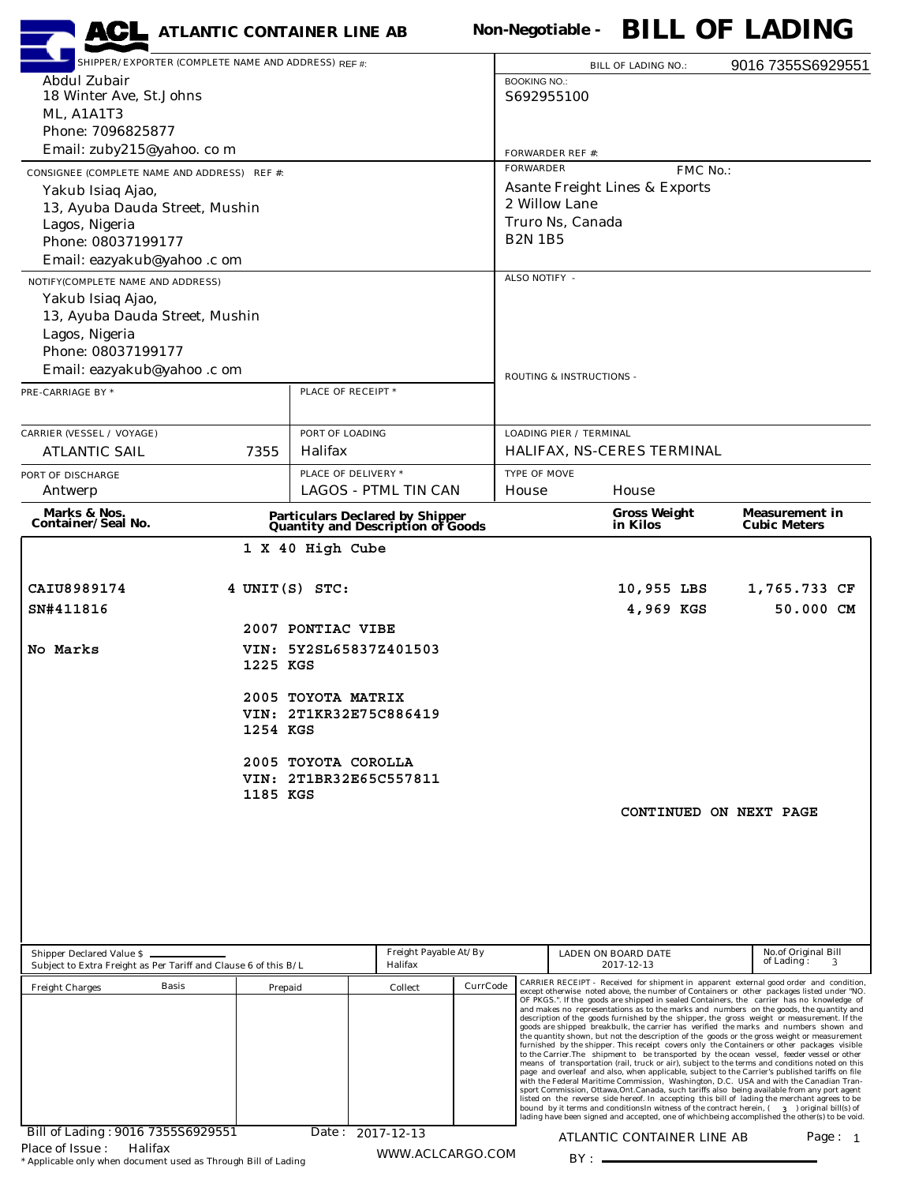# ACL ATLANTIC CONTAINER LINE AB

## Non-Negotiable - BILL OF LADING

**SHIPPER/EXPORTER (COMPLETE NAME AND ADDRESS) REF #:**
Abdul Zubair
18 Winter Ave, St.Johns
ML, A1A1T3
Phone: 7096825877
Email: zuby215@yahoo. co m

**BILL OF LADING NO.:** 9016 7355S6929551

**BOOKING NO.:** S692955100

**FORWARDER REF #:**

**CONSIGNEE (COMPLETE NAME AND ADDRESS) REF #:**
Yakub Isiaq Ajao,
13, Ayuba Dauda Street, Mushin
Lagos, Nigeria
Phone: 08037199177
Email: eazyakub@yahoo .c om

**FORWARDER** FMC No.:
Asante Freight Lines & Exports
2 Willow Lane
Truro Ns, Canada
B2N 1B5

**NOTIFY(COMPLETE NAME AND ADDRESS)**
Yakub Isiaq Ajao,
13, Ayuba Dauda Street, Mushin
Lagos, Nigeria
Phone: 08037199177
Email: eazyakub@yahoo .c om

**ALSO NOTIFY -**

**ROUTING & INSTRUCTIONS -**

| PRE-CARRIAGE BY * | | PLACE OF RECEIPT * | |
|---|---|---|---|
| | | | |
| **CARRIER (VESSEL / VOYAGE)** | | **PORT OF LOADING** | **LOADING PIER / TERMINAL** |
| ATLANTIC SAIL | 7355 | Halifax | HALIFAX, NS-CERES TERMINAL |
| **PORT OF DISCHARGE** | | **PLACE OF DELIVERY *** | **TYPE OF MOVE** |
| Antwerp | | LAGOS - PTML TIN CAN | House House |

| Marks & Nos. Container/Seal No. | Particulars Declared by Shipper Quantity and Description of Goods | Gross Weight in Kilos | Measurement in Cubic Meters |
|---|---|---|---|
| | 1 X 40 High Cube | | |
| CAIU8989174 | 4 UNIT(S) STC: | 10,955 LBS | 1,765.733 CF |
| SN#411816 | | 4,969 KGS | 50.000 CM |
| | 2007 PONTIAC VIBE | | |
| No Marks | VIN: 5Y2SL65837Z401503<br>1225 KGS | | |
| | 2005 TOYOTA MATRIX<br>VIN: 2T1KR32E75C886419<br>1254 KGS | | |
| | 2005 TOYOTA COROLLA<br>VIN: 2T1BR32E65C557811<br>1185 KGS | | |
| | | CONTINUED ON NEXT PAGE | |

Shipper Declared Value $ ______
Subject to Extra Freight as Per Tariff and Clause 6 of this B/L

Freight Payable At/By: Halifax

LADEN ON BOARD DATE: 2017-12-13

No.of Original Bill of Lading: 3

| Freight Charges | Basis | Prepaid | Collect | CurrCode |
|---|---|---|---|---|
| | | | | |

CARRIER RECEIPT - Received for shipment in apparent external good order and condition, except otherwise noted above, the number of Containers or other packages listed under "NO. OF PKGS.". If the goods are shipped in sealed Containers, the carrier has no knowledge of and makes no representations as to the marks and numbers on the goods, the quantity and description of the goods furnished by the shipper, the gross weight or measurement. If the goods are shipped breakbulk, the carrier has verified the marks and numbers shown and the quantity shown, but not the description of the goods or the gross weight or measurement furnished by the shipper. This receipt covers only the Containers or other packages visible to the Carrier.The shipment to be transported by the ocean vessel, feeder vessel or other means of transportation (rail, truck or air), subject to the terms and conditions noted on this page and overleaf and also, when applicable, subject to the Carrier's published tariffs on file with the Federal Maritime Commission, Washington, D.C. USA and with the Canadian Transport Commission, Ottawa,Ont.Canada, such tariffs also being available from any port agent listed on the reverse side hereof. In accepting this bill of lading the merchant agrees to be bound by it terms and conditionsIn witness of the contract herein, ( 3 ) original bill(s) of lading have been signed and accepted, one of whichbeing accomplished the other(s) to be void.

Bill of Lading : 9016 7355S6929551 Date : 2017-12-13
Place of Issue : Halifax

ATLANTIC CONTAINER LINE AB

BY : ______

* Applicable only when document used as Through Bill of Lading

WWW.ACLCARGO.COM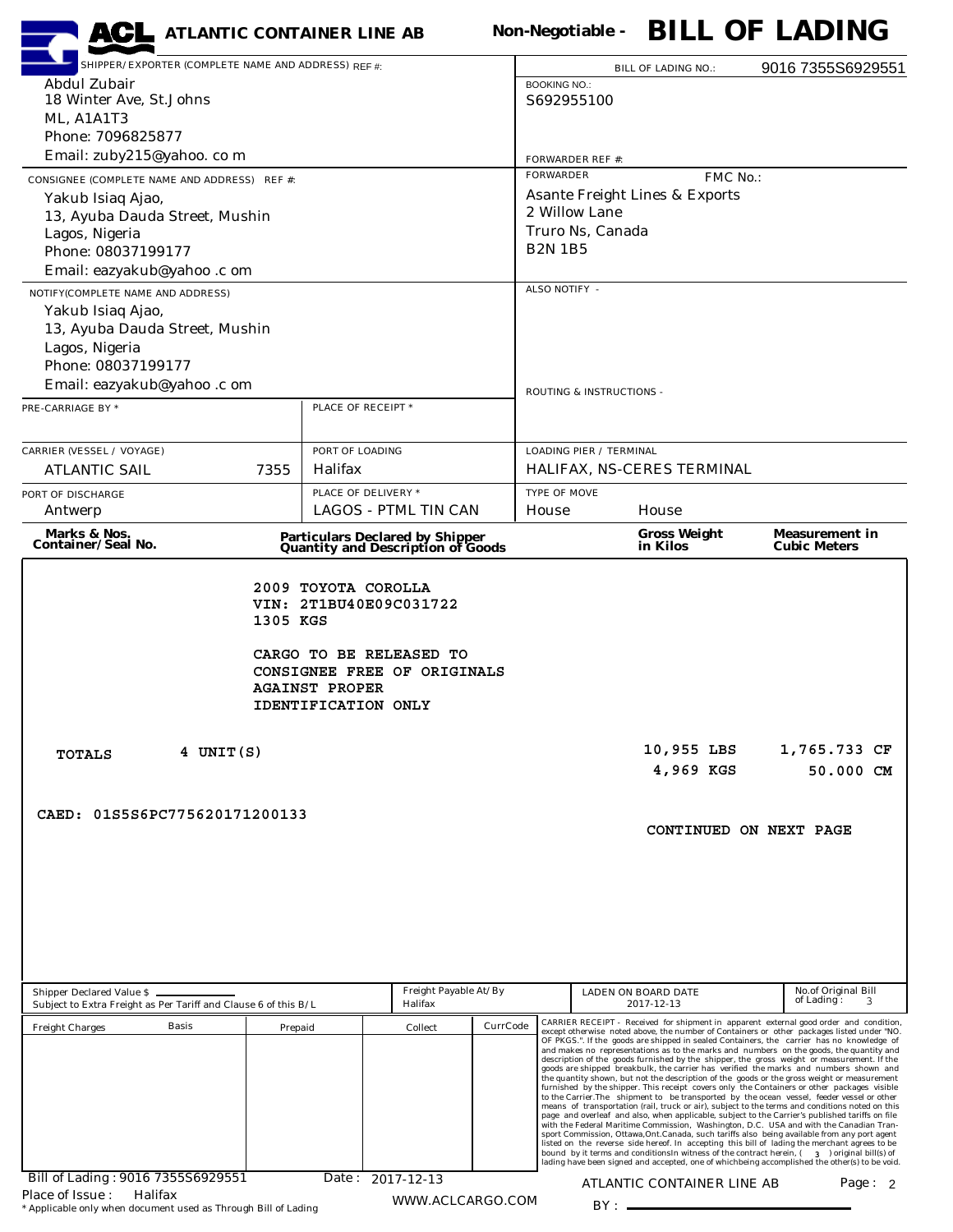# ACL ATLANTIC CONTAINER LINE AB

**Non-Negotiable - BILL OF LADING**

| SHIPPER/EXPORTER (COMPLETE NAME AND ADDRESS) REF #: | BILL OF LADING NO.: 9016 7355S6929551 |
|---|---|
| Abdul Zubair<br>18 Winter Ave, St.Johns<br>ML, A1A1T3<br>Phone: 7096825877<br>Email: zuby215@yahoo. co m | BOOKING NO.:<br>S692955100<br><br>FORWARDER REF #: |
| CONSIGNEE (COMPLETE NAME AND ADDRESS) REF #:<br>Yakub Isiaq Ajao,<br>13, Ayuba Dauda Street, Mushin<br>Lagos, Nigeria<br>Phone: 08037199177<br>Email: eazyakub@yahoo .c om | FORWARDER FMC No.:<br>Asante Freight Lines & Exports<br>2 Willow Lane<br>Truro Ns, Canada<br>B2N 1B5 |
| NOTIFY(COMPLETE NAME AND ADDRESS)<br>Yakub Isiaq Ajao,<br>13, Ayuba Dauda Street, Mushin<br>Lagos, Nigeria<br>Phone: 08037199177<br>Email: eazyakub@yahoo .c om | ALSO NOTIFY -<br><br>ROUTING & INSTRUCTIONS - |

| PRE-CARRIAGE BY * | PLACE OF RECEIPT * | |
|---|---|---|
| CARRIER (VESSEL / VOYAGE)<br>ATLANTIC SAIL 7355 | PORT OF LOADING<br>Halifax | LOADING PIER / TERMINAL<br>HALIFAX, NS-CERES TERMINAL |
| PORT OF DISCHARGE<br>Antwerp | PLACE OF DELIVERY *<br>LAGOS - PTML TIN CAN | TYPE OF MOVE<br>House House |

| Marks & Nos. Container/Seal No. | Particulars Declared by Shipper Quantity and Description of Goods | Gross Weight in Kilos | Measurement in Cubic Meters |
|---|---|---|---|
| | 2009 TOYOTA COROLLA<br>VIN: 2T1BU40E09C031722<br>1305 KGS<br><br>CARGO TO BE RELEASED TO CONSIGNEE FREE OF ORIGINALS AGAINST PROPER IDENTIFICATION ONLY | | |
| TOTALS 4 UNIT(S) | | 10,955 LBS<br>4,969 KGS | 1,765.733 CF<br>50.000 CM |
| CAED: 01S5S6PC775620171200133 | | CONTINUED ON NEXT PAGE | |

| Shipper Declared Value $ ________<br>Subject to Extra Freight as Per Tariff and Clause 6 of this B/L | Freight Payable At/By<br>Halifax | LADEN ON BOARD DATE<br>2017-12-13 | No.of Original Bill of Lading: 3 |
|---|---|---|---|

| Freight Charges | Basis | Prepaid | Collect | CurrCode |
|---|---|---|---|---|
| | | | | |

CARRIER RECEIPT - Received for shipment in apparent external good order and condition, except otherwise noted above, the number of Containers or other packages listed under "NO. OF PKGS.". If the goods are shipped in sealed Containers, the carrier has no knowledge of and makes no representations as to the marks and numbers on the goods, the quantity and description of the goods furnished by the shipper, the gross weight or measurement. If the goods are shipped breakbulk, the carrier has verified the marks and numbers shown and the quantity shown, but not the description of the goods or the gross weight or measurement furnished by the shipper. This receipt covers only the Containers or other packages visible to the Carrier.The shipment to be transported by the ocean vessel, feeder vessel or other means of transportation (rail, truck or air), subject to the terms and conditions noted on this page and overleaf and also, when applicable, subject to the Carrier's published tariffs on file with the Federal Maritime Commission, Washington, D.C. USA and with the Canadian Transport Commission, Ottawa,Ont.Canada, such tariffs also being available from any port agent listed on the reverse side hereof. In accepting this bill of lading the merchant agrees to be bound by it terms and conditionsIn witness of the contract herein, ( 3 ) original bill(s) of lading have been signed and accepted, one of whichbeing accomplished the other(s) to be void.

Bill of Lading : 9016 7355S6929551 Date : 2017-12-13

Place of Issue : Halifax

WWW.ACLCARGO.COM

ATLANTIC CONTAINER LINE AB

BY : ________________

\* Applicable only when document used as Through Bill of Lading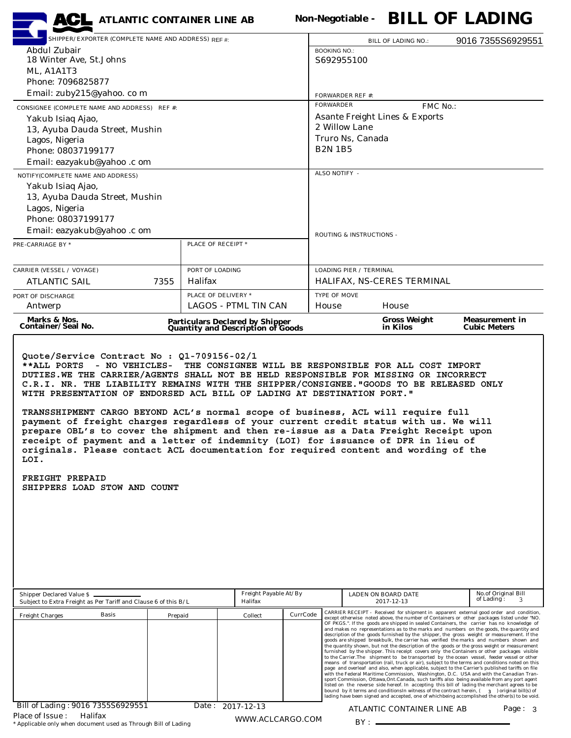# ACL ATLANTIC CONTAINER LINE AB

**Non-Negotiable - BILL OF LADING**

| | |
|---|---|
| SHIPPER/EXPORTER (COMPLETE NAME AND ADDRESS) REF #:<br>Abdul Zubair<br>18 Winter Ave, St.Johns<br>ML, A1A1T3<br>Phone: 7096825877<br>Email: zuby215@yahoo. co m | BILL OF LADING NO.: 9016 7355S6929551<br>BOOKING NO.: S692955100<br>FORWARDER REF #: |
| CONSIGNEE (COMPLETE NAME AND ADDRESS) REF #:<br>Yakub Isiaq Ajao,<br>13, Ayuba Dauda Street, Mushin<br>Lagos, Nigeria<br>Phone: 08037199177<br>Email: eazyakub@yahoo .c om | FORWARDER FMC No.:<br>Asante Freight Lines & Exports<br>2 Willow Lane<br>Truro Ns, Canada<br>B2N 1B5 |
| NOTIFY(COMPLETE NAME AND ADDRESS)<br>Yakub Isiaq Ajao,<br>13, Ayuba Dauda Street, Mushin<br>Lagos, Nigeria<br>Phone: 08037199177<br>Email: eazyakub@yahoo .c om | ALSO NOTIFY -<br>ROUTING & INSTRUCTIONS - |

| PRE-CARRIAGE BY * | PLACE OF RECEIPT * | |
|---|---|---|
| CARRIER (VESSEL / VOYAGE)<br>ATLANTIC SAIL 7355 | PORT OF LOADING<br>Halifax | LOADING PIER / TERMINAL<br>HALIFAX, NS-CERES TERMINAL |
| PORT OF DISCHARGE<br>Antwerp | PLACE OF DELIVERY *<br>LAGOS - PTML TIN CAN | TYPE OF MOVE<br>House House |

| Marks & Nos. Container/Seal No. | Particulars Declared by Shipper Quantity and Description of Goods | Gross Weight in Kilos | Measurement in Cubic Meters |
|---|---|---|---|

Quote/Service Contract No : Q1-709156-02/1
**ALL PORTS - NO VEHICLES- THE CONSIGNEE WILL BE RESPONSIBLE FOR ALL COST IMPORT DUTIES.WE THE CARRIER/AGENTS SHALL NOT BE HELD RESPONSIBLE FOR MISSING OR INCORRECT C.R.I. NR. THE LIABILITY REMAINS WITH THE SHIPPER/CONSIGNEE."GOODS TO BE RELEASED ONLY WITH PRESENTATION OF ENDORSED ACL BILL OF LADING AT DESTINATION PORT."

TRANSSHIPMENT CARGO BEYOND ACL's normal scope of business, ACL will require full payment of freight charges regardless of your current credit status with us. We will prepare OBL's to cover the shipment and then re-issue as a Data Freight Receipt upon receipt of payment and a letter of indemnity (LOI) for issuance of DFR in lieu of originals. Please contact ACL documentation for required content and wording of the LOI.

FREIGHT PREPAID
SHIPPERS LOAD STOW AND COUNT

| Shipper Declared Value $ ______ Subject to Extra Freight as Per Tariff and Clause 6 of this B/L | Freight Payable At/By Halifax | LADEN ON BOARD DATE 2017-12-13 | No.of Original Bill of Lading : 3 |
|---|---|---|---|

| Freight Charges | Basis | Prepaid | Collect | CurrCode |
|---|---|---|---|---|
| | | | | |

CARRIER RECEIPT - Received for shipment in apparent external good order and condition, except otherwise noted above, the number of Containers or other packages listed under "NO. OF PKGS.". If the goods are shipped in sealed Containers, the carrier has no knowledge of and makes no representations as to the marks and numbers on the goods, the quantity and description of the goods furnished by the shipper, the gross weight or measurement. If the goods are shipped breakbulk, the carrier has verified the marks and numbers shown and the quantity shown, but not the description of the goods or the gross weight or measurement furnished by the shipper. This receipt covers only the Containers or other packages visible to the Carrier.The shipment to be transported by the ocean vessel, feeder vessel or other means of transportation (rail, truck or air), subject to the terms and conditions noted on this page and overleaf and also, when applicable, subject to the Carrier's published tariffs on file with the Federal Maritime Commission, Washington, D.C. USA and with the Canadian Transport Commission, Ottawa,Ont.Canada, such tariffs also being available from any port agent listed on the reverse side hereof. In accepting this bill of lading the merchant agrees to be bound by it terms and conditionsIn witness of the contract herein, ( 3 ) original bill(s) of lading have been signed and accepted, one of whichbeing accomplished the other(s) to be void.

Bill of Lading : 9016 7355S6929551 Date : 2017-12-13
Place of Issue : Halifax
* Applicable only when document used as Through Bill of Lading

WWW.ACLCARGO.COM

ATLANTIC CONTAINER LINE AB

BY : ______________________